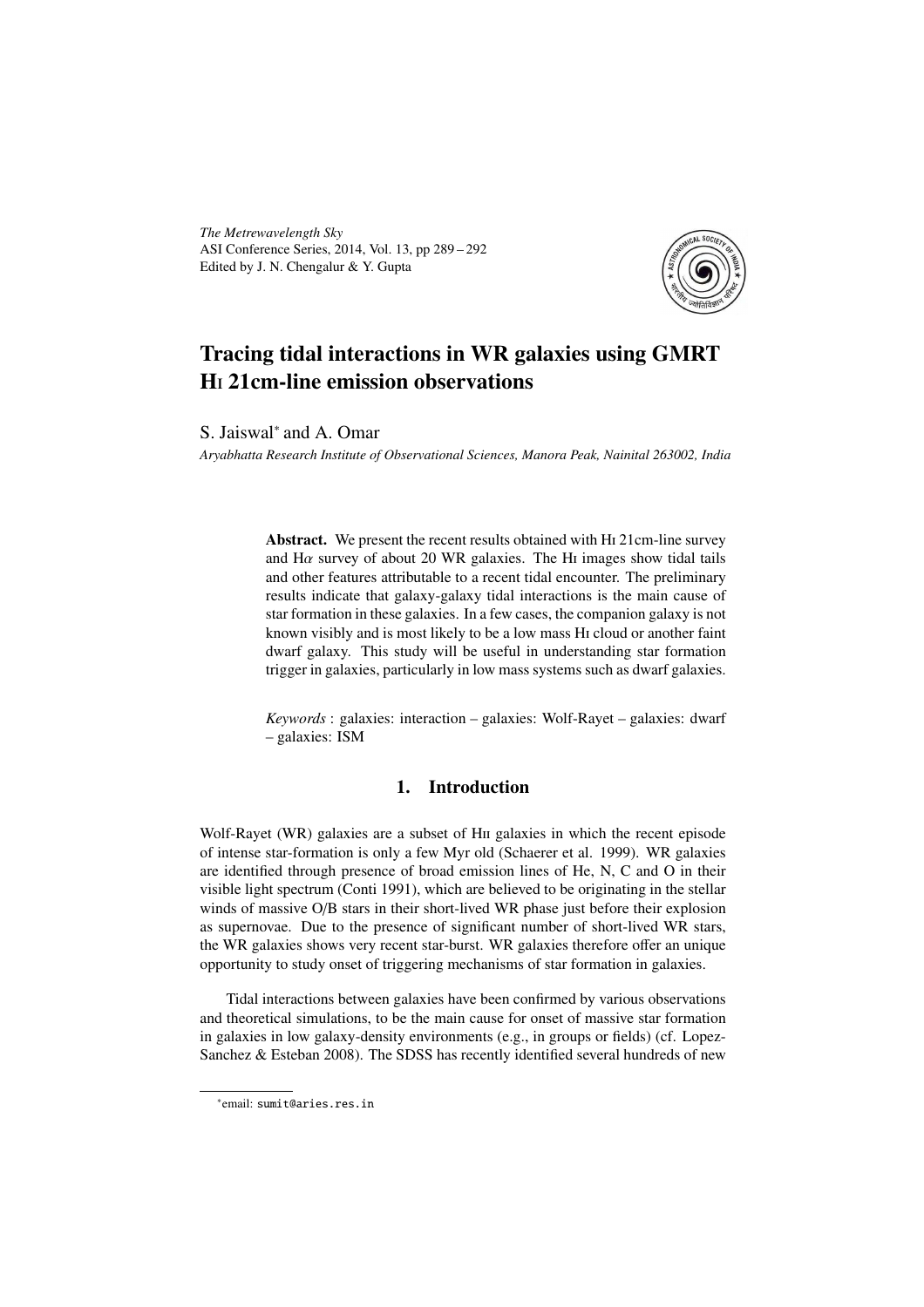# Tracing tidal interactions in WR galaxies using GMRT HI 21cm-line emission observations

S. Jaiswal[*] and A. Omar

*Aryabhatta Research Institute of Observational Sciences, Manora Peak, Nainital 263002, India*

**Abstract.** We present the recent results obtained with HI 21cm-line survey and H$\alpha$ survey of about 20 WR galaxies. The HI images show tidal tails and other features attributable to a recent tidal encounter. The preliminary results indicate that galaxy-galaxy tidal interactions is the main cause of star formation in these galaxies. In a few cases, the companion galaxy is not known visibly and is most likely to be a low mass HI cloud or another faint dwarf galaxy. This study will be useful in understanding star formation trigger in galaxies, particularly in low mass systems such as dwarf galaxies.

*Keywords* : galaxies: interaction – galaxies: Wolf-Rayet – galaxies: dwarf – galaxies: ISM

## 1. Introduction

Wolf-Rayet (WR) galaxies are a subset of HII galaxies in which the recent episode of intense star-formation is only a few Myr old (Schaerer et al. 1999). WR galaxies are identified through presence of broad emission lines of He, N, C and O in their visible light spectrum (Conti 1991), which are believed to be originating in the stellar winds of massive O/B stars in their short-lived WR phase just before their explosion as supernovae. Due to the presence of significant number of short-lived WR stars, the WR galaxies shows very recent star-burst. WR galaxies therefore offer an unique opportunity to study onset of triggering mechanisms of star formation in galaxies.

Tidal interactions between galaxies have been confirmed by various observations and theoretical simulations, to be the main cause for onset of massive star formation in galaxies in low galaxy-density environments (e.g., in groups or fields) (cf. Lopez-Sanchez & Esteban 2008). The SDSS has recently identified several hundreds of new

[*]email: sumit@aries.res.in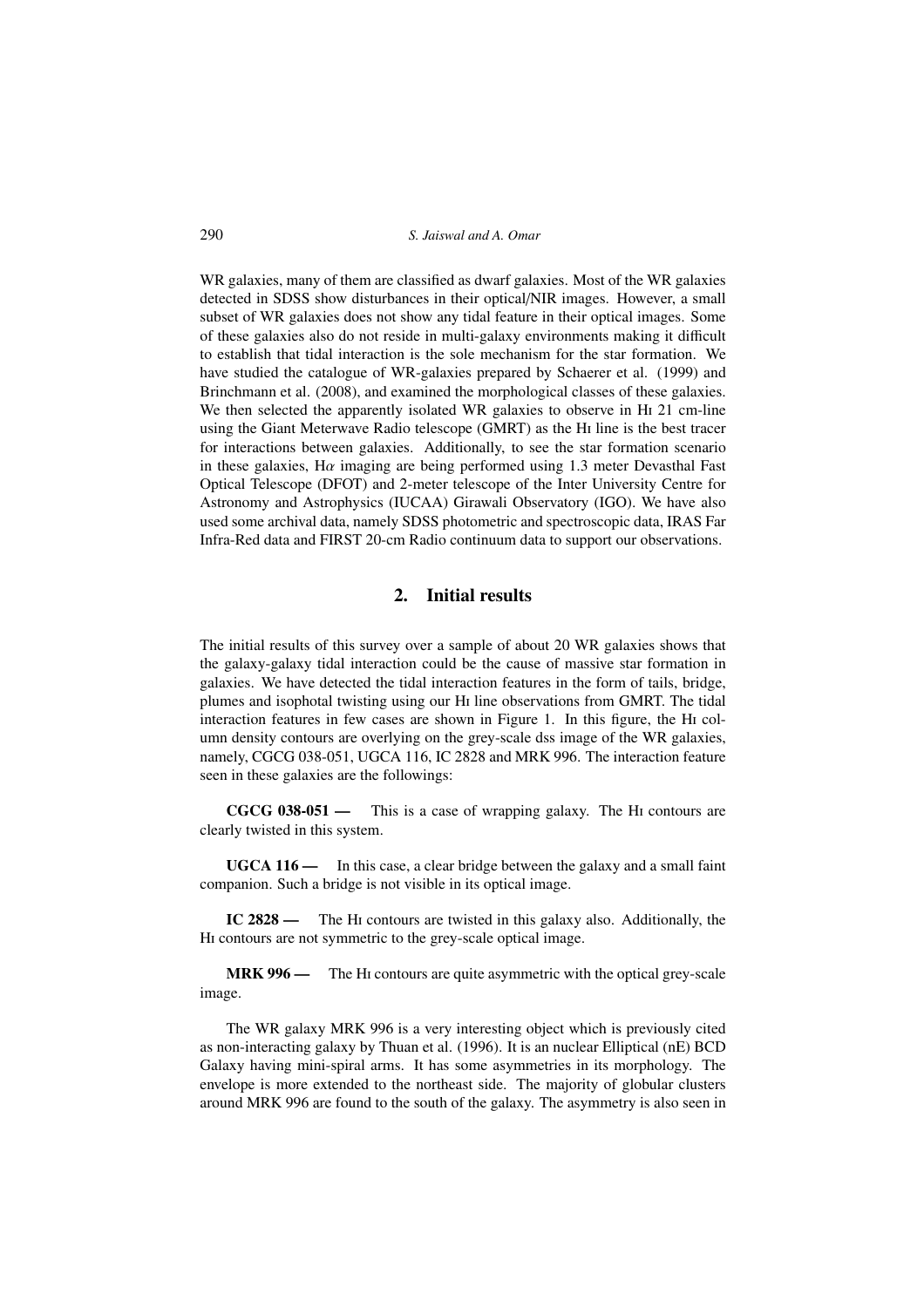WR galaxies, many of them are classified as dwarf galaxies. Most of the WR galaxies detected in SDSS show disturbances in their optical/NIR images. However, a small subset of WR galaxies does not show any tidal feature in their optical images. Some of these galaxies also do not reside in multi-galaxy environments making it difficult to establish that tidal interaction is the sole mechanism for the star formation. We have studied the catalogue of WR-galaxies prepared by Schaerer et al. (1999) and Brinchmann et al. (2008), and examined the morphological classes of these galaxies. We then selected the apparently isolated WR galaxies to observe in HI 21 cm-line using the Giant Meterwave Radio telescope (GMRT) as the HI line is the best tracer for interactions between galaxies. Additionally, to see the star formation scenario in these galaxies, H$\alpha$ imaging are being performed using 1.3 meter Devasthal Fast Optical Telescope (DFOT) and 2-meter telescope of the Inter University Centre for Astronomy and Astrophysics (IUCAA) Girawali Observatory (IGO). We have also used some archival data, namely SDSS photometric and spectroscopic data, IRAS Far Infra-Red data and FIRST 20-cm Radio continuum data to support our observations.

## 2. Initial results

The initial results of this survey over a sample of about 20 WR galaxies shows that the galaxy-galaxy tidal interaction could be the cause of massive star formation in galaxies. We have detected the tidal interaction features in the form of tails, bridge, plumes and isophotal twisting using our HI line observations from GMRT. The tidal interaction features in few cases are shown in Figure 1. In this figure, the HI column density contours are overlying on the grey-scale dss image of the WR galaxies, namely, CGCG 038-051, UGCA 116, IC 2828 and MRK 996. The interaction feature seen in these galaxies are the followings:

**CGCG 038-051 —** This is a case of wrapping galaxy. The HI contours are clearly twisted in this system.

**UGCA 116 —** In this case, a clear bridge between the galaxy and a small faint companion. Such a bridge is not visible in its optical image.

**IC 2828 —** The HI contours are twisted in this galaxy also. Additionally, the HI contours are not symmetric to the grey-scale optical image.

**MRK 996 —** The HI contours are quite asymmetric with the optical grey-scale image.

The WR galaxy MRK 996 is a very interesting object which is previously cited as non-interacting galaxy by Thuan et al. (1996). It is an nuclear Elliptical (nE) BCD Galaxy having mini-spiral arms. It has some asymmetries in its morphology. The envelope is more extended to the northeast side. The majority of globular clusters around MRK 996 are found to the south of the galaxy. The asymmetry is also seen in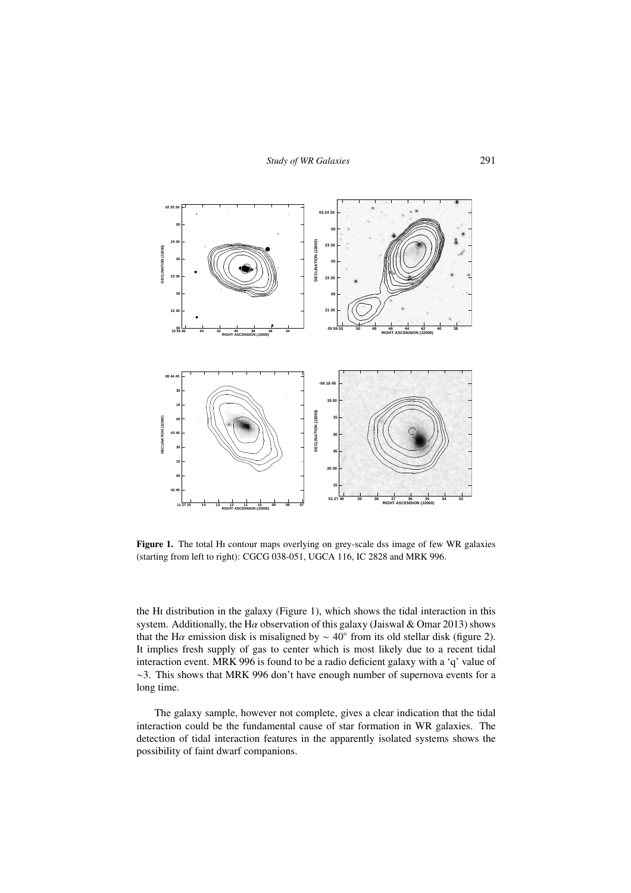**Figure 1.** The total HI contour maps overlying on grey-scale dss image of few WR galaxies (starting from left to right): CGCG 038-051, UGCA 116, IC 2828 and MRK 996.

the HI distribution in the galaxy (Figure 1), which shows the tidal interaction in this system. Additionally, the H$\alpha$ observation of this galaxy (Jaiswal & Omar 2013) shows that the H$\alpha$ emission disk is misaligned by $\sim 40^{\circ}$ from its old stellar disk (figure 2). It implies fresh supply of gas to center which is most likely due to a recent tidal interaction event. MRK 996 is found to be a radio deficient galaxy with a 'q' value of $\sim$3. This shows that MRK 996 don't have enough number of supernova events for a long time.

The galaxy sample, however not complete, gives a clear indication that the tidal interaction could be the fundamental cause of star formation in WR galaxies. The detection of tidal interaction features in the apparently isolated systems shows the possibility of faint dwarf companions.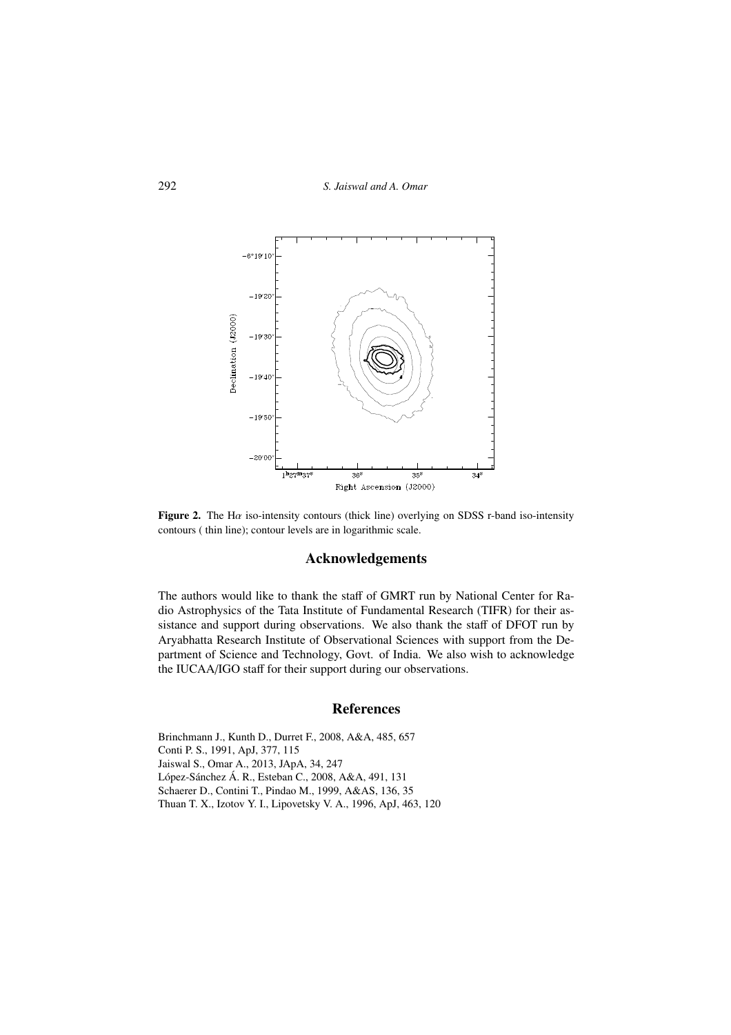−6°19′10″

−19′20″

−19′30″

−19′40″

−19′50″

−20′00″

Declination (J2000)

$1^h27^m37^s$ 36$^s$ 35$^s$ 34$^s$

Right Ascension (J2000)

**Figure 2.** The H$\alpha$ iso-intensity contours (thick line) overlying on SDSS r-band iso-intensity contours ( thin line); contour levels are in logarithmic scale.

## Acknowledgements

The authors would like to thank the staff of GMRT run by National Center for Radio Astrophysics of the Tata Institute of Fundamental Research (TIFR) for their assistance and support during observations. We also thank the staff of DFOT run by Aryabhatta Research Institute of Observational Sciences with support from the Department of Science and Technology, Govt. of India. We also wish to acknowledge the IUCAA/IGO staff for their support during our observations.

## References

Brinchmann J., Kunth D., Durret F., 2008, A&A, 485, 657
Conti P. S., 1991, ApJ, 377, 115
Jaiswal S., Omar A., 2013, JApA, 34, 247
López-Sánchez Á. R., Esteban C., 2008, A&A, 491, 131
Schaerer D., Contini T., Pindao M., 1999, A&AS, 136, 35
Thuan T. X., Izotov Y. I., Lipovetsky V. A., 1996, ApJ, 463, 120